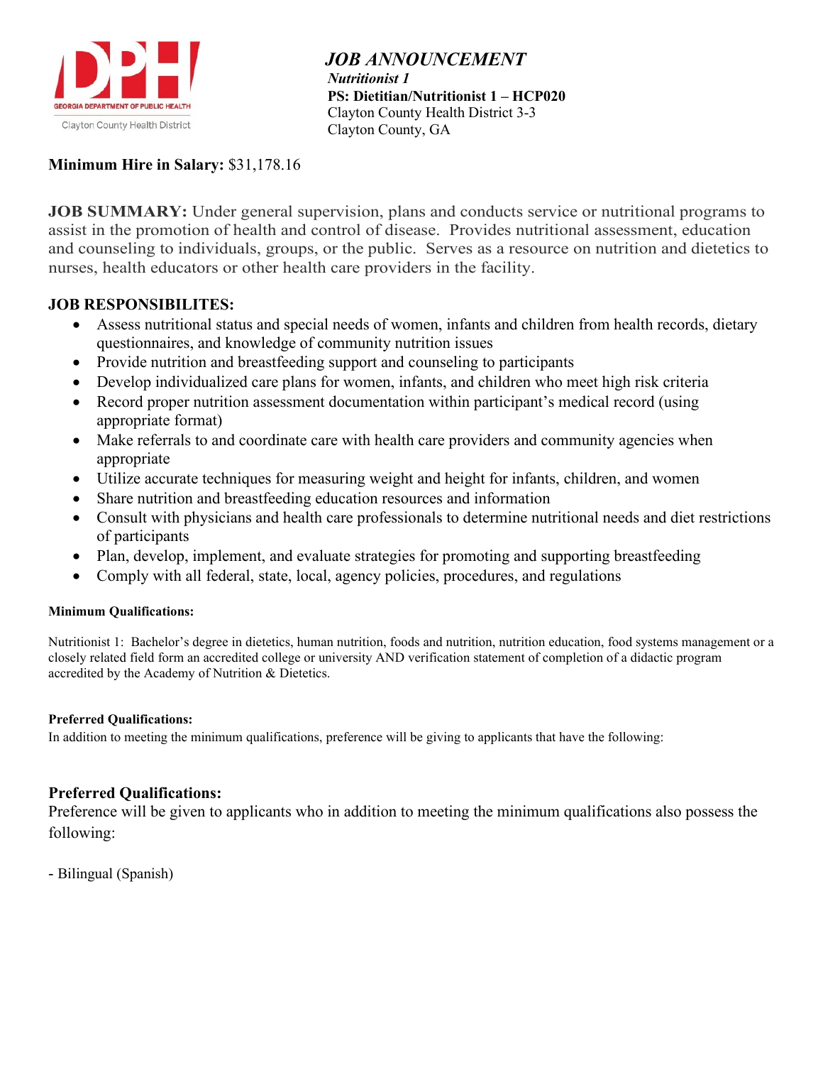# JOB ANNOUNCEMENT

***Nutritionist 1***

**PS: Dietitian/Nutritionist 1 – HCP020**

Clayton County Health District 3-3

Clayton County, GA

**Minimum Hire in Salary:** $31,178.16

**JOB SUMMARY:** Under general supervision, plans and conducts service or nutritional programs to assist in the promotion of health and control of disease. Provides nutritional assessment, education and counseling to individuals, groups, or the public. Serves as a resource on nutrition and dietetics to nurses, health educators or other health care providers in the facility.

**JOB RESPONSIBILITES:**

- Assess nutritional status and special needs of women, infants and children from health records, dietary questionnaires, and knowledge of community nutrition issues
- Provide nutrition and breastfeeding support and counseling to participants
- Develop individualized care plans for women, infants, and children who meet high risk criteria
- Record proper nutrition assessment documentation within participant's medical record (using appropriate format)
- Make referrals to and coordinate care with health care providers and community agencies when appropriate
- Utilize accurate techniques for measuring weight and height for infants, children, and women
- Share nutrition and breastfeeding education resources and information
- Consult with physicians and health care professionals to determine nutritional needs and diet restrictions of participants
- Plan, develop, implement, and evaluate strategies for promoting and supporting breastfeeding
- Comply with all federal, state, local, agency policies, procedures, and regulations

**Minimum Qualifications:**

Nutritionist 1: Bachelor's degree in dietetics, human nutrition, foods and nutrition, nutrition education, food systems management or a closely related field form an accredited college or university AND verification statement of completion of a didactic program accredited by the Academy of Nutrition & Dietetics.

**Preferred Qualifications:**

In addition to meeting the minimum qualifications, preference will be giving to applicants that have the following:

**Preferred Qualifications:**

Preference will be given to applicants who in addition to meeting the minimum qualifications also possess the following:

- Bilingual (Spanish)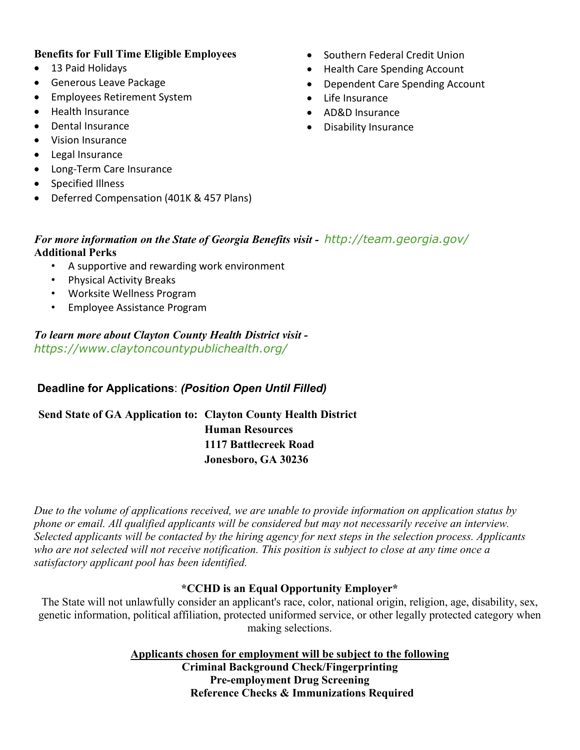**Benefits for Full Time Eligible Employees**

- 13 Paid Holidays
- Generous Leave Package
- Employees Retirement System
- Health Insurance
- Dental Insurance
- Vision Insurance
- Legal Insurance
- Long-Term Care Insurance
- Specified Illness
- Deferred Compensation (401K & 457 Plans)
- Southern Federal Credit Union
- Health Care Spending Account
- Dependent Care Spending Account
- Life Insurance
- AD&D Insurance
- Disability Insurance

***For more information on the State of Georgia Benefits visit -*** *http://team.georgia.gov/*

**Additional Perks**

- A supportive and rewarding work environment
- Physical Activity Breaks
- Worksite Wellness Program
- Employee Assistance Program

***To learn more about Clayton County Health District visit -***
*https://www.claytoncountypublichealth.org/*

**Deadline for Applications**: ***(Position Open Until Filled)***

**Send State of GA Application to: Clayton County Health District**
**Human Resources**
**1117 Battlecreek Road**
**Jonesboro, GA 30236**

*Due to the volume of applications received, we are unable to provide information on application status by phone or email. All qualified applicants will be considered but may not necessarily receive an interview. Selected applicants will be contacted by the hiring agency for next steps in the selection process. Applicants who are not selected will not receive notification. This position is subject to close at any time once a satisfactory applicant pool has been identified.*

**\*CCHD is an Equal Opportunity Employer\***

The State will not unlawfully consider an applicant's race, color, national origin, religion, age, disability, sex, genetic information, political affiliation, protected uniformed service, or other legally protected category when making selections.

**<u>Applicants chosen for employment will be subject to the following</u>**

**Criminal Background Check/Fingerprinting**
**Pre-employment Drug Screening**
**Reference Checks & Immunizations Required**